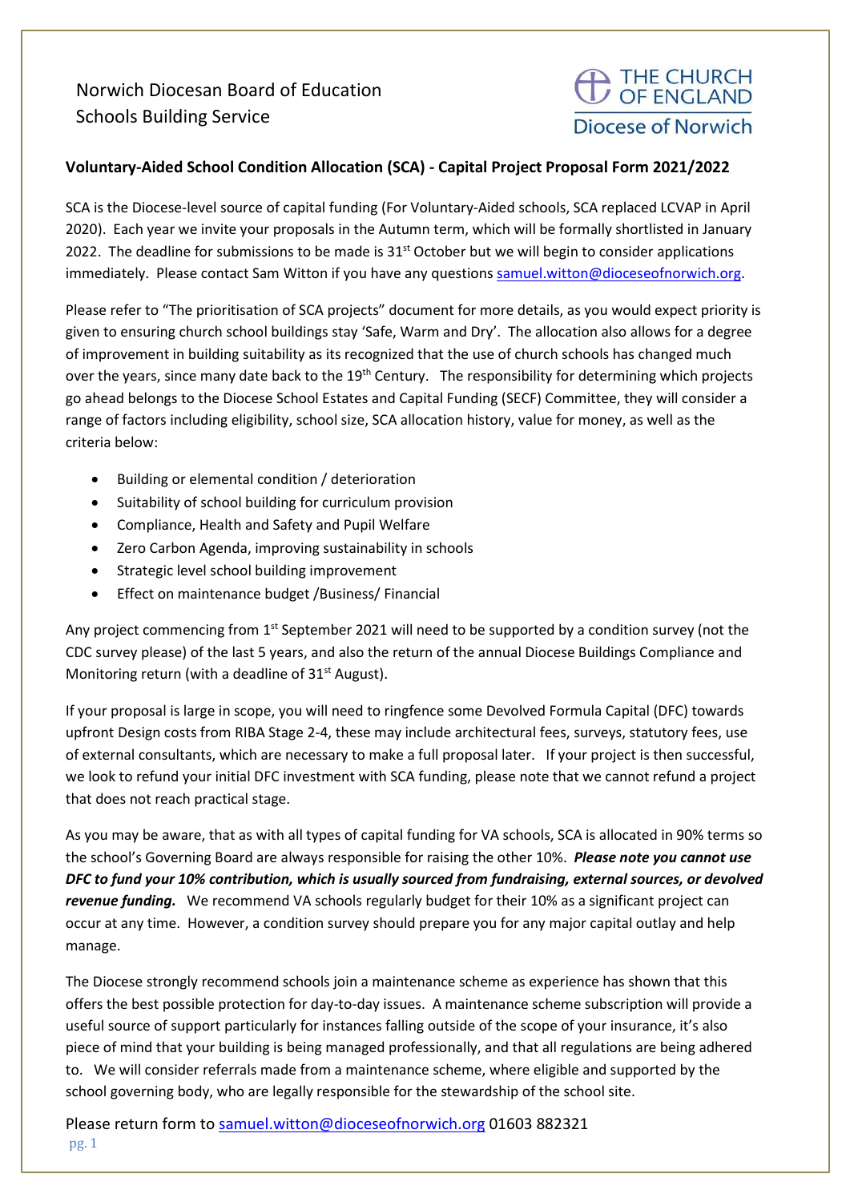Norwich Diocesan Board of Education
Schools Building Service

THE CHURCH OF ENGLAND
Diocese of Norwich

## Voluntary-Aided School Condition Allocation (SCA) - Capital Project Proposal Form 2021/2022

SCA is the Diocese-level source of capital funding (For Voluntary-Aided schools, SCA replaced LCVAP in April 2020). Each year we invite your proposals in the Autumn term, which will be formally shortlisted in January 2022. The deadline for submissions to be made is 31st October but we will begin to consider applications immediately. Please contact Sam Witton if you have any questions samuel.witton@dioceseofnorwich.org.

Please refer to "The prioritisation of SCA projects" document for more details, as you would expect priority is given to ensuring church school buildings stay 'Safe, Warm and Dry'. The allocation also allows for a degree of improvement in building suitability as its recognized that the use of church schools has changed much over the years, since many date back to the 19th Century. The responsibility for determining which projects go ahead belongs to the Diocese School Estates and Capital Funding (SECF) Committee, they will consider a range of factors including eligibility, school size, SCA allocation history, value for money, as well as the criteria below:

- Building or elemental condition / deterioration
- Suitability of school building for curriculum provision
- Compliance, Health and Safety and Pupil Welfare
- Zero Carbon Agenda, improving sustainability in schools
- Strategic level school building improvement
- Effect on maintenance budget /Business/ Financial

Any project commencing from 1st September 2021 will need to be supported by a condition survey (not the CDC survey please) of the last 5 years, and also the return of the annual Diocese Buildings Compliance and Monitoring return (with a deadline of 31st August).

If your proposal is large in scope, you will need to ringfence some Devolved Formula Capital (DFC) towards upfront Design costs from RIBA Stage 2-4, these may include architectural fees, surveys, statutory fees, use of external consultants, which are necessary to make a full proposal later. If your project is then successful, we look to refund your initial DFC investment with SCA funding, please note that we cannot refund a project that does not reach practical stage.

As you may be aware, that as with all types of capital funding for VA schools, SCA is allocated in 90% terms so the school's Governing Board are always responsible for raising the other 10%. ***Please note you cannot use DFC to fund your 10% contribution, which is usually sourced from fundraising, external sources, or devolved revenue funding.*** We recommend VA schools regularly budget for their 10% as a significant project can occur at any time. However, a condition survey should prepare you for any major capital outlay and help manage.

The Diocese strongly recommend schools join a maintenance scheme as experience has shown that this offers the best possible protection for day-to-day issues. A maintenance scheme subscription will provide a useful source of support particularly for instances falling outside of the scope of your insurance, it's also piece of mind that your building is being managed professionally, and that all regulations are being adhered to. We will consider referrals made from a maintenance scheme, where eligible and supported by the school governing body, who are legally responsible for the stewardship of the school site.

Please return form to samuel.witton@dioceseofnorwich.org 01603 882321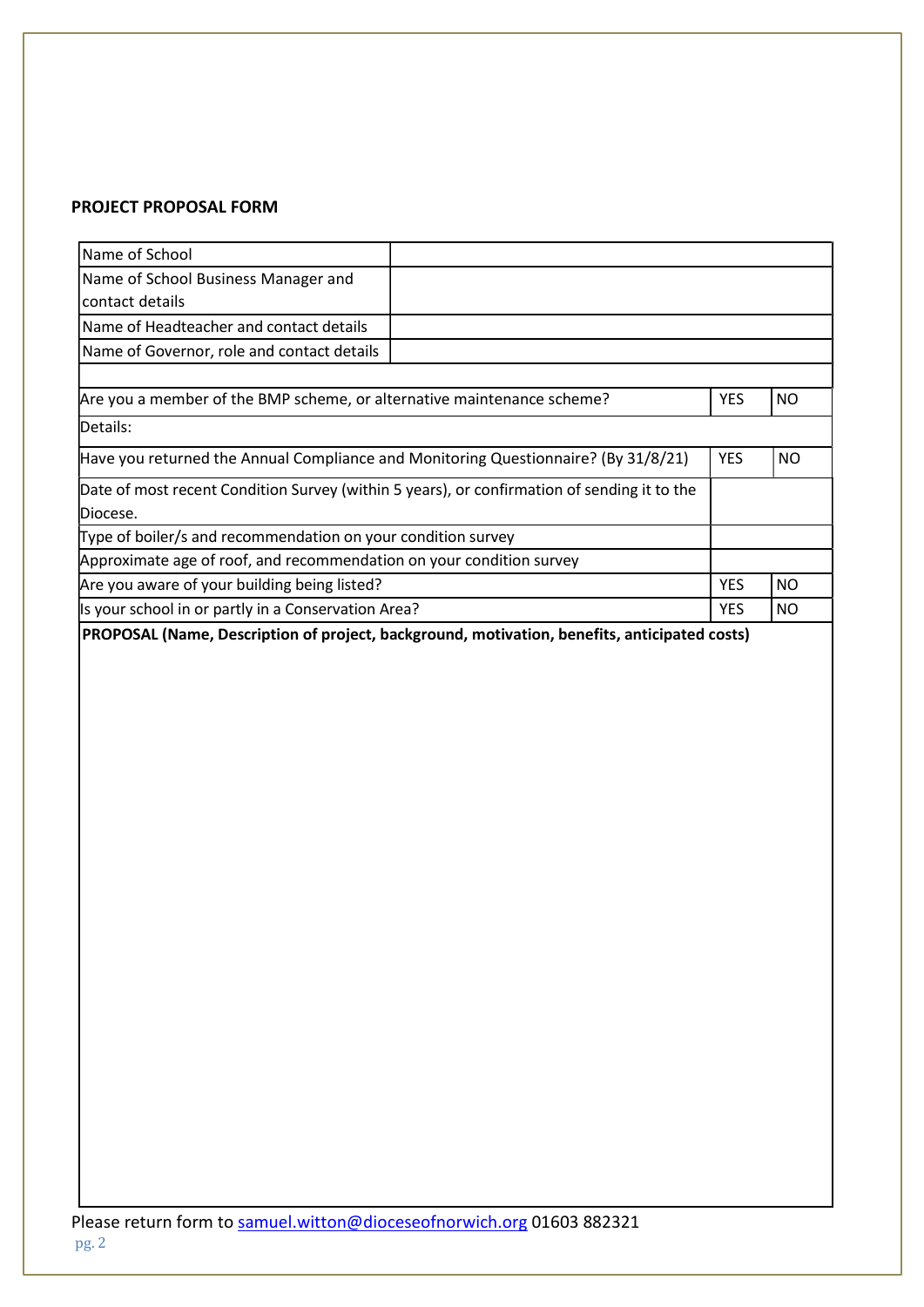**PROJECT PROPOSAL FORM**

| Name of School | | | |
|---|---|---|---|
| Name of School Business Manager and contact details | | | |
| Name of Headteacher and contact details | | | |
| Name of Governor, role and contact details | | | |
| | | | |
| Are you a member of the BMP scheme, or alternative maintenance scheme? | | YES | NO |
| Details: | | | |
| Have you returned the Annual Compliance and Monitoring Questionnaire? (By 31/8/21) | | YES | NO |
| Date of most recent Condition Survey (within 5 years), or confirmation of sending it to the Diocese. | | | |
| Type of boiler/s and recommendation on your condition survey | | | |
| Approximate age of roof, and recommendation on your condition survey | | | |
| Are you aware of your building being listed? | | YES | NO |
| Is your school in or partly in a Conservation Area? | | YES | NO |

**PROPOSAL (Name, Description of project, background, motivation, benefits, anticipated costs)**

Please return form to samuel.witton@dioceseofnorwich.org 01603 882321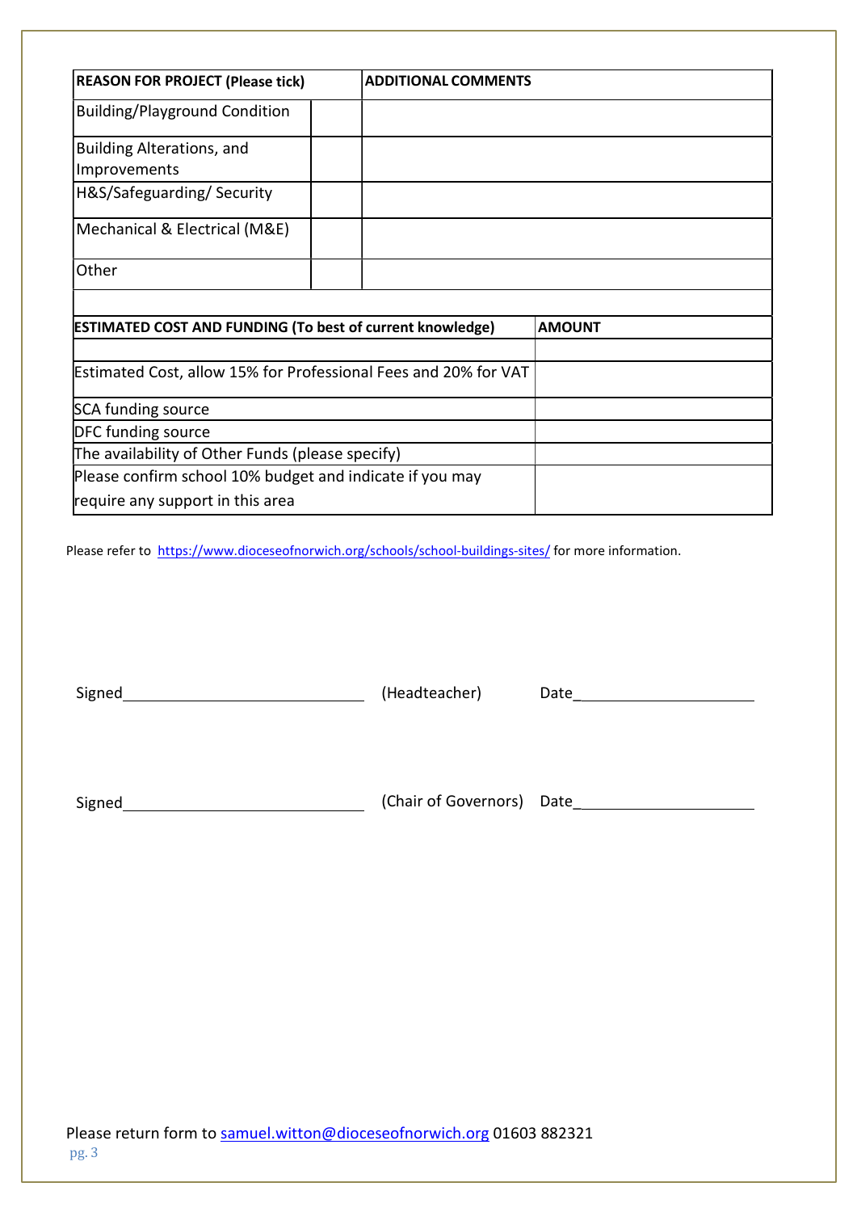| REASON FOR PROJECT (Please tick) | | ADDITIONAL COMMENTS |
|---|---|---|
| Building/Playground Condition | | |
| Building Alterations, and Improvements | | |
| H&S/Safeguarding/ Security | | |
| Mechanical & Electrical (M&E) | | |
| Other | | |

| ESTIMATED COST AND FUNDING (To best of current knowledge) | AMOUNT |
|---|---|
| | |
| Estimated Cost, allow 15% for Professional Fees and 20% for VAT | |
| SCA funding source | |
| DFC funding source | |
| The availability of Other Funds (please specify) | |
| Please confirm school 10% budget and indicate if you may require any support in this area | |

Please refer to [https://www.dioceseofnorwich.org/schools/school-buildings-sites/](https://www.dioceseofnorwich.org/schools/school-buildings-sites/) for more information.

Signed_____________________________ (Headteacher) Date_____________________

Signed_____________________________ (Chair of Governors) Date_____________________

Please return form to [samuel.witton@dioceseofnorwich.org](mailto:samuel.witton@dioceseofnorwich.org) 01603 882321